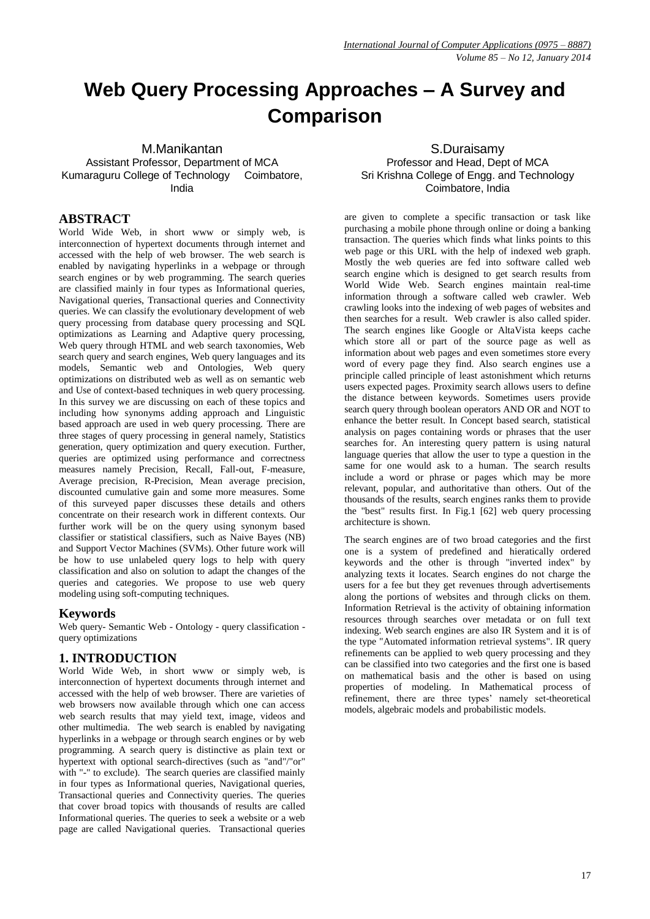# Web Query Processing Approaches – A Survey and Comparison

M.Manikantan
Assistant Professor, Department of MCA
Kumaraguru College of Technology Coimbatore, India

S.Duraisamy
Professor and Head, Dept of MCA
Sri Krishna College of Engg. and Technology
Coimbatore, India

## ABSTRACT

World Wide Web, in short www or simply web, is interconnection of hypertext documents through internet and accessed with the help of web browser. The web search is enabled by navigating hyperlinks in a webpage or through search engines or by web programming. The search queries are classified mainly in four types as Informational queries, Navigational queries, Transactional queries and Connectivity queries. We can classify the evolutionary development of web query processing from database query processing and SQL optimizations as Learning and Adaptive query processing, Web query through HTML and web search taxonomies, Web search query and search engines, Web query languages and its models, Semantic web and Ontologies, Web query optimizations on distributed web as well as on semantic web and Use of context-based techniques in web query processing. In this survey we are discussing on each of these topics and including how synonyms adding approach and Linguistic based approach are used in web query processing. There are three stages of query processing in general namely, Statistics generation, query optimization and query execution. Further, queries are optimized using performance and correctness measures namely Precision, Recall, Fall-out, F-measure, Average precision, R-Precision, Mean average precision, discounted cumulative gain and some more measures. Some of this surveyed paper discusses these details and others concentrate on their research work in different contexts. Our further work will be on the query using synonym based classifier or statistical classifiers, such as Naive Bayes (NB) and Support Vector Machines (SVMs). Other future work will be how to use unlabeled query logs to help with query classification and also on solution to adapt the changes of the queries and categories. We propose to use web query modeling using soft-computing techniques.

## Keywords

Web query- Semantic Web - Ontology - query classification - query optimizations

## 1. INTRODUCTION

World Wide Web, in short www or simply web, is interconnection of hypertext documents through internet and accessed with the help of web browser. There are varieties of web browsers now available through which one can access web search results that may yield text, image, videos and other multimedia. The web search is enabled by navigating hyperlinks in a webpage or through search engines or by web programming. A search query is distinctive as plain text or hypertext with optional search-directives (such as "and"/"or" with "-" to exclude). The search queries are classified mainly in four types as Informational queries, Navigational queries, Transactional queries and Connectivity queries. The queries that cover broad topics with thousands of results are called Informational queries. The queries to seek a website or a web page are called Navigational queries. Transactional queries are given to complete a specific transaction or task like purchasing a mobile phone through online or doing a banking transaction. The queries which finds what links points to this web page or this URL with the help of indexed web graph. Mostly the web queries are fed into software called web search engine which is designed to get search results from World Wide Web. Search engines maintain real-time information through a software called web crawler. Web crawling looks into the indexing of web pages of websites and then searches for a result. Web crawler is also called spider. The search engines like Google or AltaVista keeps cache which store all or part of the source page as well as information about web pages and even sometimes store every word of every page they find. Also search engines use a principle called principle of least astonishment which returns users expected pages. Proximity search allows users to define the distance between keywords. Sometimes users provide search query through boolean operators AND OR and NOT to enhance the better result. In Concept based search, statistical analysis on pages containing words or phrases that the user searches for. An interesting query pattern is using natural language queries that allow the user to type a question in the same for one would ask to a human. The search results include a word or phrase or pages which may be more relevant, popular, and authoritative than others. Out of the thousands of the results, search engines ranks them to provide the "best" results first. In Fig.1 [62] web query processing architecture is shown.

The search engines are of two broad categories and the first one is a system of predefined and hieratically ordered keywords and the other is through "inverted index" by analyzing texts it locates. Search engines do not charge the users for a fee but they get revenues through advertisements along the portions of websites and through clicks on them. Information Retrieval is the activity of obtaining information resources through searches over metadata or on full text indexing. Web search engines are also IR System and it is of the type "Automated information retrieval systems". IR query refinements can be applied to web query processing and they can be classified into two categories and the first one is based on mathematical basis and the other is based on using properties of modeling. In Mathematical process of refinement, there are three types' namely set-theoretical models, algebraic models and probabilistic models.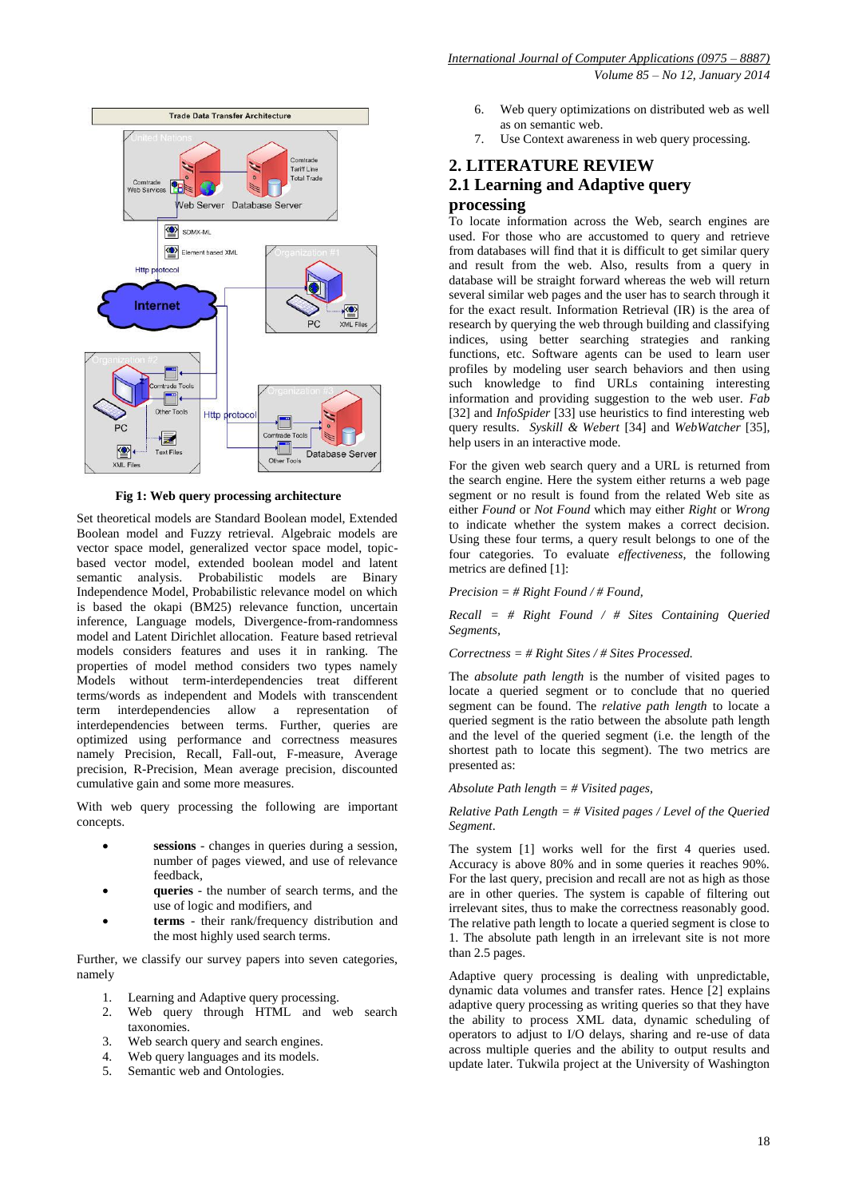Fig 1: Web query processing architecture

Set theoretical models are Standard Boolean model, Extended Boolean model and Fuzzy retrieval. Algebraic models are vector space model, generalized vector space model, topic-based vector model, extended boolean model and latent semantic analysis. Probabilistic models are Binary Independence Model, Probabilistic relevance model on which is based the okapi (BM25) relevance function, uncertain inference, Language models, Divergence-from-randomness model and Latent Dirichlet allocation. Feature based retrieval models considers features and uses it in ranking. The properties of model method considers two types namely Models without term-interdependencies treat different terms/words as independent and Models with transcendent term interdependencies allow a representation of interdependencies between terms. Further, queries are optimized using performance and correctness measures namely Precision, Recall, Fall-out, F-measure, Average precision, R-Precision, Mean average precision, discounted cumulative gain and some more measures.

With web query processing the following are important concepts.

- **sessions** - changes in queries during a session, number of pages viewed, and use of relevance feedback,
- **queries** - the number of search terms, and the use of logic and modifiers, and
- **terms** - their rank/frequency distribution and the most highly used search terms.

Further, we classify our survey papers into seven categories, namely

1. Learning and Adaptive query processing.
2. Web query through HTML and web search taxonomies.
3. Web search query and search engines.
4. Web query languages and its models.
5. Semantic web and Ontologies.
6. Web query optimizations on distributed web as well as on semantic web.
7. Use Context awareness in web query processing.

## 2. LITERATURE REVIEW

### 2.1 Learning and Adaptive query processing

To locate information across the Web, search engines are used. For those who are accustomed to query and retrieve from databases will find that it is difficult to get similar query and result from the web. Also, results from a query in database will be straight forward whereas the web will return several similar web pages and the user has to search through it for the exact result. Information Retrieval (IR) is the area of research by querying the web through building and classifying indices, using better searching strategies and ranking functions, etc. Software agents can be used to learn user profiles by modeling user search behaviors and then using such knowledge to find URLs containing interesting information and providing suggestion to the web user. *Fab* [32] and *InfoSpider* [33] use heuristics to find interesting web query results. *Syskill & Webert* [34] and *WebWatcher* [35], help users in an interactive mode.

For the given web search query and a URL is returned from the search engine. Here the system either returns a web page segment or no result is found from the related Web site as either *Found* or *Not Found* which may either *Right* or *Wrong* to indicate whether the system makes a correct decision. Using these four terms, a query result belongs to one of the four categories. To evaluate *effectiveness*, the following metrics are defined [1]:

*Precision = # Right Found / # Found,*

*Recall = # Right Found / # Sites Containing Queried Segments,*

*Correctness = # Right Sites / # Sites Processed.*

The *absolute path length* is the number of visited pages to locate a queried segment or to conclude that no queried segment can be found. The *relative path length* to locate a queried segment is the ratio between the absolute path length and the level of the queried segment (i.e. the length of the shortest path to locate this segment). The two metrics are presented as:

*Absolute Path length = # Visited pages,*

*Relative Path Length = # Visited pages / Level of the Queried Segment.*

The system [1] works well for the first 4 queries used. Accuracy is above 80% and in some queries it reaches 90%. For the last query, precision and recall are not as high as those are in other queries. The system is capable of filtering out irrelevant sites, thus to make the correctness reasonably good. The relative path length to locate a queried segment is close to 1. The absolute path length in an irrelevant site is not more than 2.5 pages.

Adaptive query processing is dealing with unpredictable, dynamic data volumes and transfer rates. Hence [2] explains adaptive query processing as writing queries so that they have the ability to process XML data, dynamic scheduling of operators to adjust to I/O delays, sharing and re-use of data across multiple queries and the ability to output results and update later. Tukwila project at the University of Washington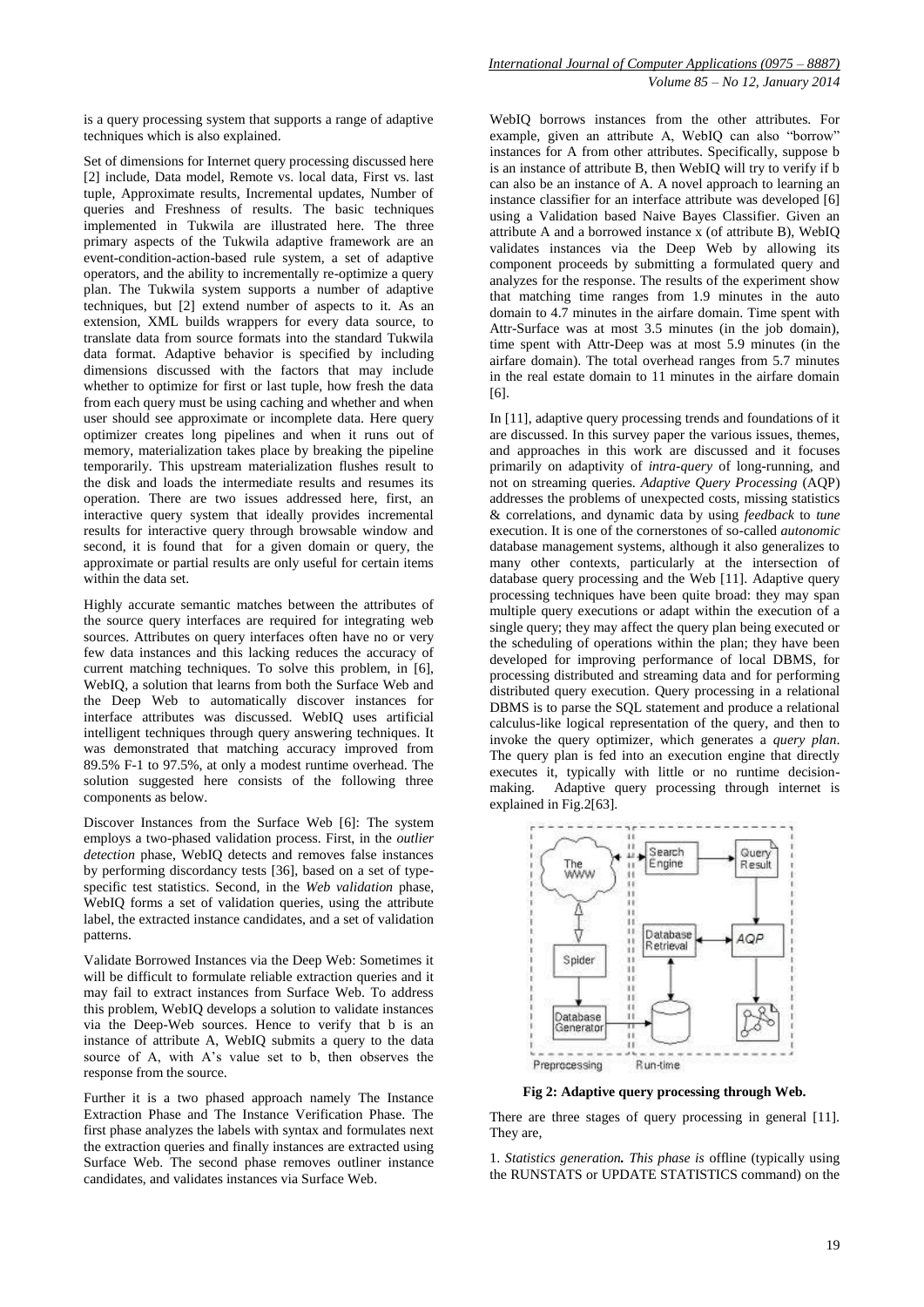is a query processing system that supports a range of adaptive techniques which is also explained.

Set of dimensions for Internet query processing discussed here [2] include, Data model, Remote vs. local data, First vs. last tuple, Approximate results, Incremental updates, Number of queries and Freshness of results. The basic techniques implemented in Tukwila are illustrated here. The three primary aspects of the Tukwila adaptive framework are an event-condition-action-based rule system, a set of adaptive operators, and the ability to incrementally re-optimize a query plan. The Tukwila system supports a number of adaptive techniques, but [2] extend number of aspects to it. As an extension, XML builds wrappers for every data source, to translate data from source formats into the standard Tukwila data format. Adaptive behavior is specified by including dimensions discussed with the factors that may include whether to optimize for first or last tuple, how fresh the data from each query must be using caching and whether and when user should see approximate or incomplete data. Here query optimizer creates long pipelines and when it runs out of memory, materialization takes place by breaking the pipeline temporarily. This upstream materialization flushes result to the disk and loads the intermediate results and resumes its operation. There are two issues addressed here, first, an interactive query system that ideally provides incremental results for interactive query through browsable window and second, it is found that for a given domain or query, the approximate or partial results are only useful for certain items within the data set.

Highly accurate semantic matches between the attributes of the source query interfaces are required for integrating web sources. Attributes on query interfaces often have no or very few data instances and this lacking reduces the accuracy of current matching techniques. To solve this problem, in [6], WebIQ, a solution that learns from both the Surface Web and the Deep Web to automatically discover instances for interface attributes was discussed. WebIQ uses artificial intelligent techniques through query answering techniques. It was demonstrated that matching accuracy improved from 89.5% F-1 to 97.5%, at only a modest runtime overhead. The solution suggested here consists of the following three components as below.

Discover Instances from the Surface Web [6]: The system employs a two-phased validation process. First, in the *outlier detection* phase, WebIQ detects and removes false instances by performing discordancy tests [36], based on a set of type-specific test statistics. Second, in the *Web validation* phase, WebIQ forms a set of validation queries, using the attribute label, the extracted instance candidates, and a set of validation patterns.

Validate Borrowed Instances via the Deep Web: Sometimes it will be difficult to formulate reliable extraction queries and it may fail to extract instances from Surface Web. To address this problem, WebIQ develops a solution to validate instances via the Deep-Web sources. Hence to verify that b is an instance of attribute A, WebIQ submits a query to the data source of A, with A's value set to b, then observes the response from the source.

Further it is a two phased approach namely The Instance Extraction Phase and The Instance Verification Phase. The first phase analyzes the labels with syntax and formulates next the extraction queries and finally instances are extracted using Surface Web. The second phase removes outliner instance candidates, and validates instances via Surface Web.

WebIQ borrows instances from the other attributes. For example, given an attribute A, WebIQ can also "borrow" instances for A from other attributes. Specifically, suppose b is an instance of attribute B, then WebIQ will try to verify if b can also be an instance of A. A novel approach to learning an instance classifier for an interface attribute was developed [6] using a Validation based Naive Bayes Classifier. Given an attribute A and a borrowed instance x (of attribute B), WebIQ validates instances via the Deep Web by allowing its component proceeds by submitting a formulated query and analyzes for the response. The results of the experiment show that matching time ranges from 1.9 minutes in the auto domain to 4.7 minutes in the airfare domain. Time spent with Attr-Surface was at most 3.5 minutes (in the job domain), time spent with Attr-Deep was at most 5.9 minutes (in the airfare domain). The total overhead ranges from 5.7 minutes in the real estate domain to 11 minutes in the airfare domain [6].

In [11], adaptive query processing trends and foundations of it are discussed. In this survey paper the various issues, themes, and approaches in this work are discussed and it focuses primarily on adaptivity of *intra-query* of long-running, and not on streaming queries. *Adaptive Query Processing* (AQP) addresses the problems of unexpected costs, missing statistics & correlations, and dynamic data by using *feedback* to *tune* execution. It is one of the cornerstones of so-called *autonomic* database management systems, although it also generalizes to many other contexts, particularly at the intersection of database query processing and the Web [11]. Adaptive query processing techniques have been quite broad: they may span multiple query executions or adapt within the execution of a single query; they may affect the query plan being executed or the scheduling of operations within the plan; they have been developed for improving performance of local DBMS, for processing distributed and streaming data and for performing distributed query execution. Query processing in a relational DBMS is to parse the SQL statement and produce a relational calculus-like logical representation of the query, and then to invoke the query optimizer, which generates a *query plan*. The query plan is fed into an execution engine that directly executes it, typically with little or no runtime decision-making. Adaptive query processing through internet is explained in Fig.2[63].

**Fig 2: Adaptive query processing through Web.**

There are three stages of query processing in general [11]. They are,

1. *Statistics generation. This phase is* offline (typically using the RUNSTATS or UPDATE STATISTICS command) on the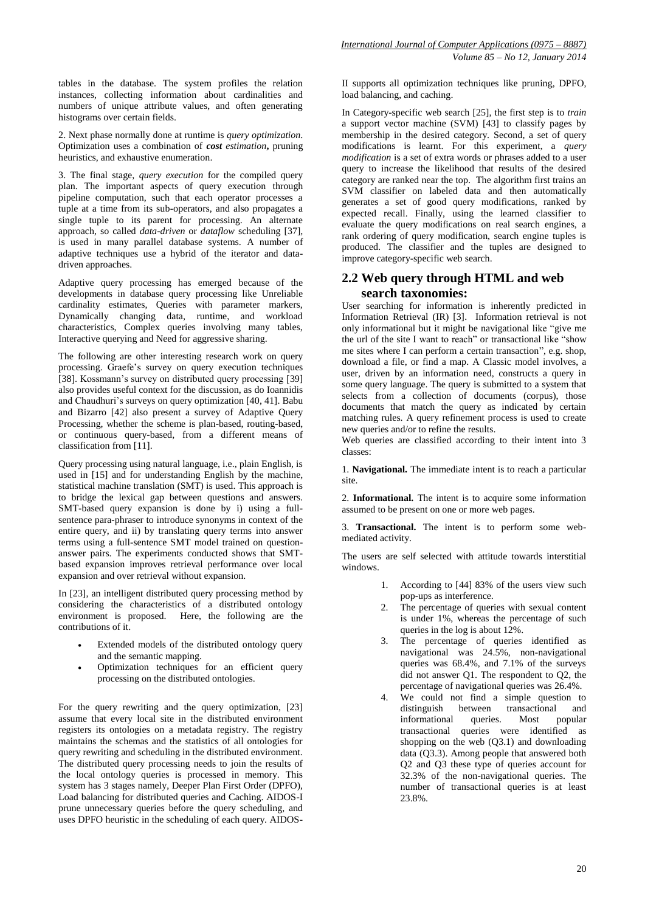tables in the database. The system profiles the relation instances, collecting information about cardinalities and numbers of unique attribute values, and often generating histograms over certain fields.

2. Next phase normally done at runtime is *query optimization*. Optimization uses a combination of ***cost** estimation***,** pruning heuristics, and exhaustive enumeration.

3. The final stage, *query execution* for the compiled query plan. The important aspects of query execution through pipeline computation, such that each operator processes a tuple at a time from its sub-operators, and also propagates a single tuple to its parent for processing. An alternate approach, so called *data-driven* or *dataflow* scheduling [37], is used in many parallel database systems. A number of adaptive techniques use a hybrid of the iterator and data-driven approaches.

Adaptive query processing has emerged because of the developments in database query processing like Unreliable cardinality estimates, Queries with parameter markers, Dynamically changing data, runtime, and workload characteristics, Complex queries involving many tables, Interactive querying and Need for aggressive sharing.

The following are other interesting research work on query processing. Graefe's survey on query execution techniques [38]. Kossmann's survey on distributed query processing [39] also provides useful context for the discussion, as do Ioannidis and Chaudhuri's surveys on query optimization [40, 41]. Babu and Bizarro [42] also present a survey of Adaptive Query Processing, whether the scheme is plan-based, routing-based, or continuous query-based, from a different means of classification from [11].

Query processing using natural language, i.e., plain English, is used in [15] and for understanding English by the machine, statistical machine translation (SMT) is used. This approach is to bridge the lexical gap between questions and answers. SMT-based query expansion is done by i) using a full-sentence para-phraser to introduce synonyms in context of the entire query, and ii) by translating query terms into answer terms using a full-sentence SMT model trained on question-answer pairs. The experiments conducted shows that SMT-based expansion improves retrieval performance over local expansion and over retrieval without expansion.

In [23], an intelligent distributed query processing method by considering the characteristics of a distributed ontology environment is proposed. Here, the following are the contributions of it.

- Extended models of the distributed ontology query and the semantic mapping.
- Optimization techniques for an efficient query processing on the distributed ontologies.

For the query rewriting and the query optimization, [23] assume that every local site in the distributed environment registers its ontologies on a metadata registry. The registry maintains the schemas and the statistics of all ontologies for query rewriting and scheduling in the distributed environment. The distributed query processing needs to join the results of the local ontology queries is processed in memory. This system has 3 stages namely, Deeper Plan First Order (DPFO), Load balancing for distributed queries and Caching. AIDOS-I prune unnecessary queries before the query scheduling, and uses DPFO heuristic in the scheduling of each query. AIDOS-II supports all optimization techniques like pruning, DPFO, load balancing, and caching.

In Category-specific web search [25], the first step is to *train* a support vector machine (SVM) [43] to classify pages by membership in the desired category. Second, a set of query modifications is learnt. For this experiment, a *query modification* is a set of extra words or phrases added to a user query to increase the likelihood that results of the desired category are ranked near the top. The algorithm first trains an SVM classifier on labeled data and then automatically generates a set of good query modifications, ranked by expected recall. Finally, using the learned classifier to evaluate the query modifications on real search engines, a rank ordering of query modification, search engine tuples is produced. The classifier and the tuples are designed to improve category-specific web search.

## 2.2 Web query through HTML and web search taxonomies:

User searching for information is inherently predicted in Information Retrieval (IR) [3]. Information retrieval is not only informational but it might be navigational like "give me the url of the site I want to reach" or transactional like "show me sites where I can perform a certain transaction", e.g. shop, download a file, or find a map. A Classic model involves, a user, driven by an information need, constructs a query in some query language. The query is submitted to a system that selects from a collection of documents (corpus), those documents that match the query as indicated by certain matching rules. A query refinement process is used to create new queries and/or to refine the results.

Web queries are classified according to their intent into 3 classes:

1. **Navigational.** The immediate intent is to reach a particular site.

2. **Informational.** The intent is to acquire some information assumed to be present on one or more web pages.

3. **Transactional.** The intent is to perform some web-mediated activity.

The users are self selected with attitude towards interstitial windows.

1. According to [44] 83% of the users view such pop-ups as interference.
2. The percentage of queries with sexual content is under 1%, whereas the percentage of such queries in the log is about 12%.
3. The percentage of queries identified as navigational was 24.5%, non-navigational queries was 68.4%, and 7.1% of the surveys did not answer Q1. The respondent to Q2, the percentage of navigational queries was 26.4%.
4. We could not find a simple question to distinguish between transactional and informational queries. Most popular transactional queries were identified as shopping on the web (Q3.1) and downloading data (Q3.3). Among people that answered both Q2 and Q3 these type of queries account for 32.3% of the non-navigational queries. The number of transactional queries is at least 23.8%.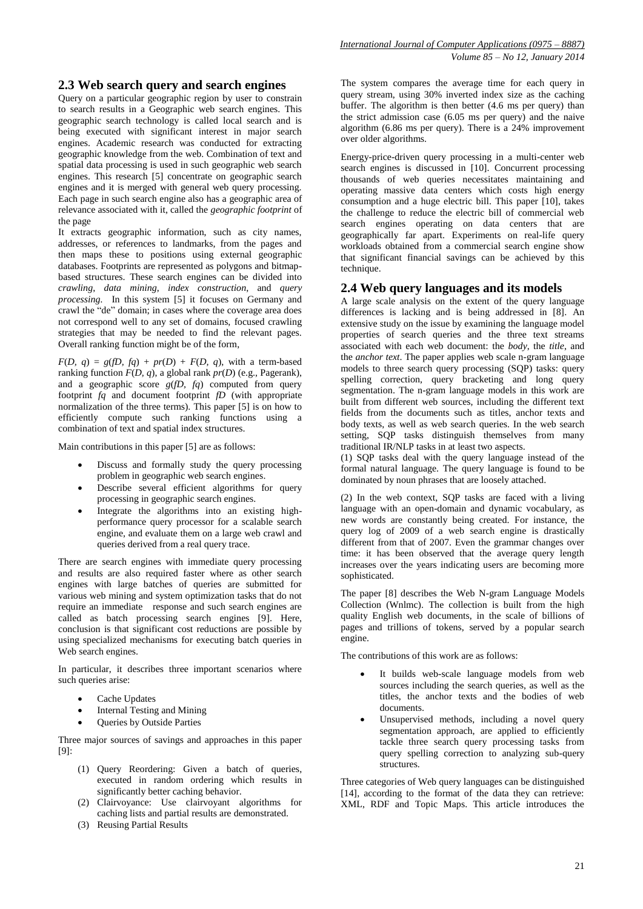## 2.3 Web search query and search engines

Query on a particular geographic region by user to constrain to search results in a Geographic web search engines. This geographic search technology is called local search and is being executed with significant interest in major search engines. Academic research was conducted for extracting geographic knowledge from the web. Combination of text and spatial data processing is used in such geographic web search engines. This research [5] concentrate on geographic search engines and it is merged with general web query processing. Each page in such search engine also has a geographic area of relevance associated with it, called the *geographic footprint* of the page

It extracts geographic information, such as city names, addresses, or references to landmarks, from the pages and then maps these to positions using external geographic databases. Footprints are represented as polygons and bitmap-based structures. These search engines can be divided into *crawling*, *data mining*, *index construction*, and *query processing*. In this system [5] it focuses on Germany and crawl the "de" domain; in cases where the coverage area does not correspond well to any set of domains, focused crawling strategies that may be needed to find the relevant pages. Overall ranking function might be of the form,

$F(D, q) = g(fD, fq) + pr(D) + F(D, q)$, with a term-based ranking function $F(D, q)$, a global rank $pr(D)$ (e.g., Pagerank), and a geographic score $g(fD, fq)$ computed from query footprint $fq$ and document footprint $fD$ (with appropriate normalization of the three terms). This paper [5] is on how to efficiently compute such ranking functions using a combination of text and spatial index structures.

Main contributions in this paper [5] are as follows:

- Discuss and formally study the query processing problem in geographic web search engines.
- Describe several efficient algorithms for query processing in geographic search engines.
- Integrate the algorithms into an existing high-performance query processor for a scalable search engine, and evaluate them on a large web crawl and queries derived from a real query trace.

There are search engines with immediate query processing and results are also required faster where as other search engines with large batches of queries are submitted for various web mining and system optimization tasks that do not require an immediate response and such search engines are called as batch processing search engines [9]. Here, conclusion is that significant cost reductions are possible by using specialized mechanisms for executing batch queries in Web search engines.

In particular, it describes three important scenarios where such queries arise:

- Cache Updates
- Internal Testing and Mining
- Queries by Outside Parties

Three major sources of savings and approaches in this paper [9]:

(1) Query Reordering: Given a batch of queries, executed in random ordering which results in significantly better caching behavior.
(2) Clairvoyance: Use clairvoyant algorithms for caching lists and partial results are demonstrated.
(3) Reusing Partial Results

The system compares the average time for each query in query stream, using 30% inverted index size as the caching buffer. The algorithm is then better (4.6 ms per query) than the strict admission case (6.05 ms per query) and the naive algorithm (6.86 ms per query). There is a 24% improvement over older algorithms.

Energy-price-driven query processing in a multi-center web search engines is discussed in [10]. Concurrent processing thousands of web queries necessitates maintaining and operating massive data centers which costs high energy consumption and a huge electric bill. This paper [10], takes the challenge to reduce the electric bill of commercial web search engines operating on data centers that are geographically far apart. Experiments on real-life query workloads obtained from a commercial search engine show that significant financial savings can be achieved by this technique.

## 2.4 Web query languages and its models

A large scale analysis on the extent of the query language differences is lacking and is being addressed in [8]. An extensive study on the issue by examining the language model properties of search queries and the three text streams associated with each web document: the *body*, the *title*, and the *anchor text*. The paper applies web scale n-gram language models to three search query processing (SQP) tasks: query spelling correction, query bracketing and long query segmentation. The n-gram language models in this work are built from different web sources, including the different text fields from the documents such as titles, anchor texts and body texts, as well as web search queries. In the web search setting, SQP tasks distinguish themselves from many traditional IR/NLP tasks in at least two aspects.

(1) SQP tasks deal with the query language instead of the formal natural language. The query language is found to be dominated by noun phrases that are loosely attached.

(2) In the web context, SQP tasks are faced with a living language with an open-domain and dynamic vocabulary, as new words are constantly being created. For instance, the query log of 2009 of a web search engine is drastically different from that of 2007. Even the grammar changes over time: it has been observed that the average query length increases over the years indicating users are becoming more sophisticated.

The paper [8] describes the Web N-gram Language Models Collection (Wnlmc). The collection is built from the high quality English web documents, in the scale of billions of pages and trillions of tokens, served by a popular search engine.

The contributions of this work are as follows:

- It builds web-scale language models from web sources including the search queries, as well as the titles, the anchor texts and the bodies of web documents.
- Unsupervised methods, including a novel query segmentation approach, are applied to efficiently tackle three search query processing tasks from query spelling correction to analyzing sub-query structures.

Three categories of Web query languages can be distinguished [14], according to the format of the data they can retrieve: XML, RDF and Topic Maps. This article introduces the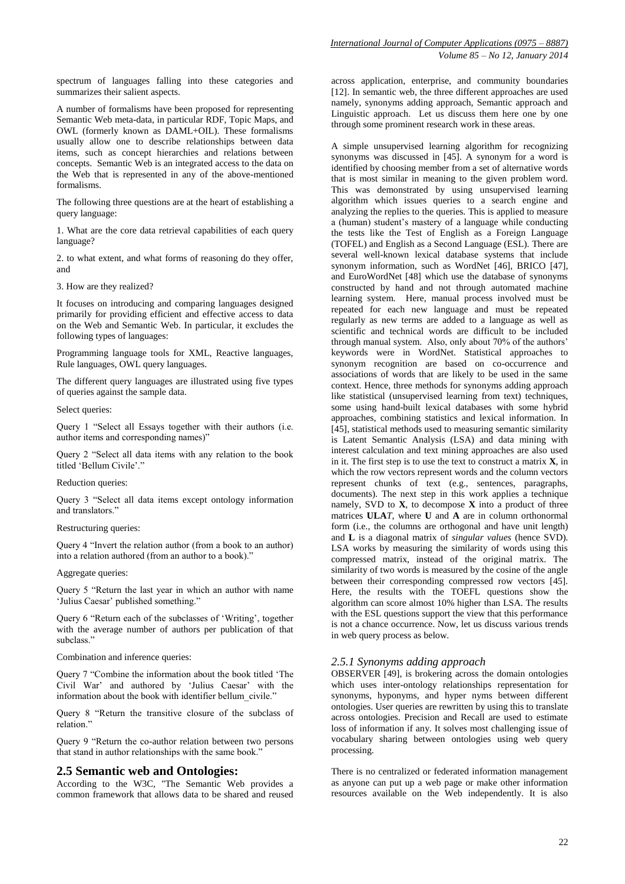spectrum of languages falling into these categories and summarizes their salient aspects.

A number of formalisms have been proposed for representing Semantic Web meta-data, in particular RDF, Topic Maps, and OWL (formerly known as DAML+OIL). These formalisms usually allow one to describe relationships between data items, such as concept hierarchies and relations between concepts. Semantic Web is an integrated access to the data on the Web that is represented in any of the above-mentioned formalisms.

The following three questions are at the heart of establishing a query language:

1. What are the core data retrieval capabilities of each query language?

2. to what extent, and what forms of reasoning do they offer, and

3. How are they realized?

It focuses on introducing and comparing languages designed primarily for providing efficient and effective access to data on the Web and Semantic Web. In particular, it excludes the following types of languages:

Programming language tools for XML, Reactive languages, Rule languages, OWL query languages.

The different query languages are illustrated using five types of queries against the sample data.

Select queries:

Query 1 "Select all Essays together with their authors (i.e. author items and corresponding names)"

Query 2 "Select all data items with any relation to the book titled 'Bellum Civile'."

Reduction queries:

Query 3 "Select all data items except ontology information and translators."

Restructuring queries:

Query 4 "Invert the relation author (from a book to an author) into a relation authored (from an author to a book)."

Aggregate queries:

Query 5 "Return the last year in which an author with name 'Julius Caesar' published something."

Query 6 "Return each of the subclasses of 'Writing', together with the average number of authors per publication of that subclass."

Combination and inference queries:

Query 7 "Combine the information about the book titled 'The Civil War' and authored by 'Julius Caesar' with the information about the book with identifier bellum_civile."

Query 8 "Return the transitive closure of the subclass of relation."

Query 9 "Return the co-author relation between two persons that stand in author relationships with the same book."

## 2.5 Semantic web and Ontologies:

According to the W3C, "The Semantic Web provides a common framework that allows data to be shared and reused across application, enterprise, and community boundaries [12]. In semantic web, the three different approaches are used namely, synonyms adding approach, Semantic approach and Linguistic approach. Let us discuss them here one by one through some prominent research work in these areas.

A simple unsupervised learning algorithm for recognizing synonyms was discussed in [45]. A synonym for a word is identified by choosing member from a set of alternative words that is most similar in meaning to the given problem word. This was demonstrated by using unsupervised learning algorithm which issues queries to a search engine and analyzing the replies to the queries. This is applied to measure a (human) student's mastery of a language while conducting the tests like the Test of English as a Foreign Language (TOFEL) and English as a Second Language (ESL). There are several well-known lexical database systems that include synonym information, such as WordNet [46], BRICO [47], and EuroWordNet [48] which use the database of synonyms constructed by hand and not through automated machine learning system. Here, manual process involved must be repeated for each new language and must be repeated regularly as new terms are added to a language as well as scientific and technical words are difficult to be included through manual system. Also, only about 70% of the authors' keywords were in WordNet. Statistical approaches to synonym recognition are based on co-occurrence and associations of words that are likely to be used in the same context. Hence, three methods for synonyms adding approach like statistical (unsupervised learning from text) techniques, some using hand-built lexical databases with some hybrid approaches, combining statistics and lexical information. In [45], statistical methods used to measuring semantic similarity is Latent Semantic Analysis (LSA) and data mining with interest calculation and text mining approaches are also used in it. The first step is to use the text to construct a matrix **X**, in which the row vectors represent words and the column vectors represent chunks of text (e.g., sentences, paragraphs, documents). The next step in this work applies a technique namely, SVD to **X**, to decompose **X** into a product of three matrices **ULA***T*, where **U** and **A** are in column orthonormal form (i.e., the columns are orthogonal and have unit length) and **L** is a diagonal matrix of *singular values* (hence SVD). LSA works by measuring the similarity of words using this compressed matrix, instead of the original matrix. The similarity of two words is measured by the cosine of the angle between their corresponding compressed row vectors [45]. Here, the results with the TOEFL questions show the algorithm can score almost 10% higher than LSA. The results with the ESL questions support the view that this performance is not a chance occurrence. Now, let us discuss various trends in web query process as below.

### *2.5.1 Synonyms adding approach*

OBSERVER [49], is brokering across the domain ontologies which uses inter-ontology relationships representation for synonyms, hyponyms, and hyper nyms between different ontologies. User queries are rewritten by using this to translate across ontologies. Precision and Recall are used to estimate loss of information if any. It solves most challenging issue of vocabulary sharing between ontologies using web query processing.

There is no centralized or federated information management as anyone can put up a web page or make other information resources available on the Web independently. It is also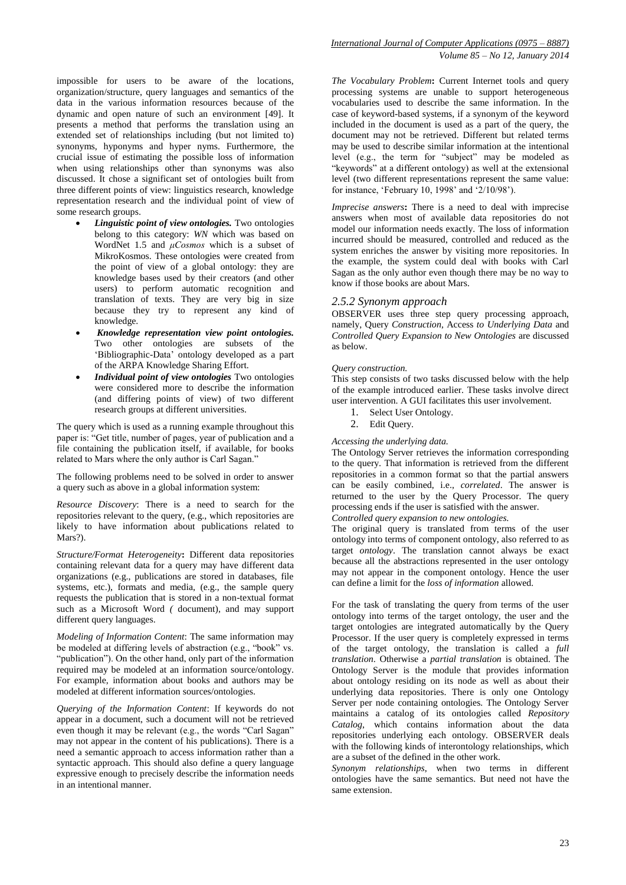impossible for users to be aware of the locations, organization/structure, query languages and semantics of the data in the various information resources because of the dynamic and open nature of such an environment [49]. It presents a method that performs the translation using an extended set of relationships including (but not limited to) synonyms, hyponyms and hyper nyms. Furthermore, the crucial issue of estimating the possible loss of information when using relationships other than synonyms was also discussed. It chose a significant set of ontologies built from three different points of view: linguistics research, knowledge representation research and the individual point of view of some research groups.

- ***Linguistic point of view ontologies.*** Two ontologies belong to this category: *WN* which was based on WordNet 1.5 and *μCosmos* which is a subset of MikroKosmos. These ontologies were created from the point of view of a global ontology: they are knowledge bases used by their creators (and other users) to perform automatic recognition and translation of texts. They are very big in size because they try to represent any kind of knowledge.
- ***Knowledge representation view point ontologies.*** Two other ontologies are subsets of the 'Bibliographic-Data' ontology developed as a part of the ARPA Knowledge Sharing Effort.
- ***Individual point of view ontologies*** Two ontologies were considered more to describe the information (and differing points of view) of two different research groups at different universities.

The query which is used as a running example throughout this paper is: "Get title, number of pages, year of publication and a file containing the publication itself, if available, for books related to Mars where the only author is Carl Sagan."

The following problems need to be solved in order to answer a query such as above in a global information system:

*Resource Discovery*: There is a need to search for the repositories relevant to the query, (e.g., which repositories are likely to have information about publications related to Mars?).

*Structure/Format Heterogeneity***:** Different data repositories containing relevant data for a query may have different data organizations (e.g., publications are stored in databases, file systems, etc.), formats and media, (e.g., the sample query requests the publication that is stored in a non-textual format such as a Microsoft Word *(* document), and may support different query languages.

*Modeling of Information Content*: The same information may be modeled at differing levels of abstraction (e.g., "book" vs. "publication"). On the other hand, only part of the information required may be modeled at an information source/ontology. For example, information about books and authors may be modeled at different information sources/ontologies.

*Querying of the Information Content*: If keywords do not appear in a document, such a document will not be retrieved even though it may be relevant (e.g., the words "Carl Sagan" may not appear in the content of his publications). There is a need a semantic approach to access information rather than a syntactic approach. This should also define a query language expressive enough to precisely describe the information needs in an intentional manner.

*The Vocabulary Problem***:** Current Internet tools and query processing systems are unable to support heterogeneous vocabularies used to describe the same information. In the case of keyword-based systems, if a synonym of the keyword included in the document is used as a part of the query, the document may not be retrieved. Different but related terms may be used to describe similar information at the intentional level (e.g., the term for "subject" may be modeled as "keywords" at a different ontology) as well at the extensional level (two different representations represent the same value: for instance, 'February 10, 1998' and '2/10/98').

*Imprecise answers***:** There is a need to deal with imprecise answers when most of available data repositories do not model our information needs exactly. The loss of information incurred should be measured, controlled and reduced as the system enriches the answer by visiting more repositories. In the example, the system could deal with books with Carl Sagan as the only author even though there may be no way to know if those books are about Mars.

### *2.5.2 Synonym approach*

OBSERVER uses three step query processing approach, namely, Query *Construction*, Access *to Underlying Data* and *Controlled Query Expansion to New Ontologies* are discussed as below.

*Query construction.*

This step consists of two tasks discussed below with the help of the example introduced earlier. These tasks involve direct user intervention. A GUI facilitates this user involvement.

1. Select User Ontology.
2. Edit Query.

*Accessing the underlying data.*

The Ontology Server retrieves the information corresponding to the query. That information is retrieved from the different repositories in a common format so that the partial answers can be easily combined, i.e., *correlated*. The answer is returned to the user by the Query Processor. The query processing ends if the user is satisfied with the answer.

*Controlled query expansion to new ontologies.*

The original query is translated from terms of the user ontology into terms of component ontology, also referred to as target *ontology*. The translation cannot always be exact because all the abstractions represented in the user ontology may not appear in the component ontology. Hence the user can define a limit for the *loss of information* allowed.

For the task of translating the query from terms of the user ontology into terms of the target ontology, the user and the target ontologies are integrated automatically by the Query Processor. If the user query is completely expressed in terms of the target ontology, the translation is called a *full translation*. Otherwise a *partial translation* is obtained. The Ontology Server is the module that provides information about ontology residing on its node as well as about their underlying data repositories. There is only one Ontology Server per node containing ontologies. The Ontology Server maintains a catalog of its ontologies called *Repository Catalog*, which contains information about the data repositories underlying each ontology. OBSERVER deals with the following kinds of interontology relationships, which are a subset of the defined in the other work.

*Synonym relationships*, when two terms in different ontologies have the same semantics. But need not have the same extension.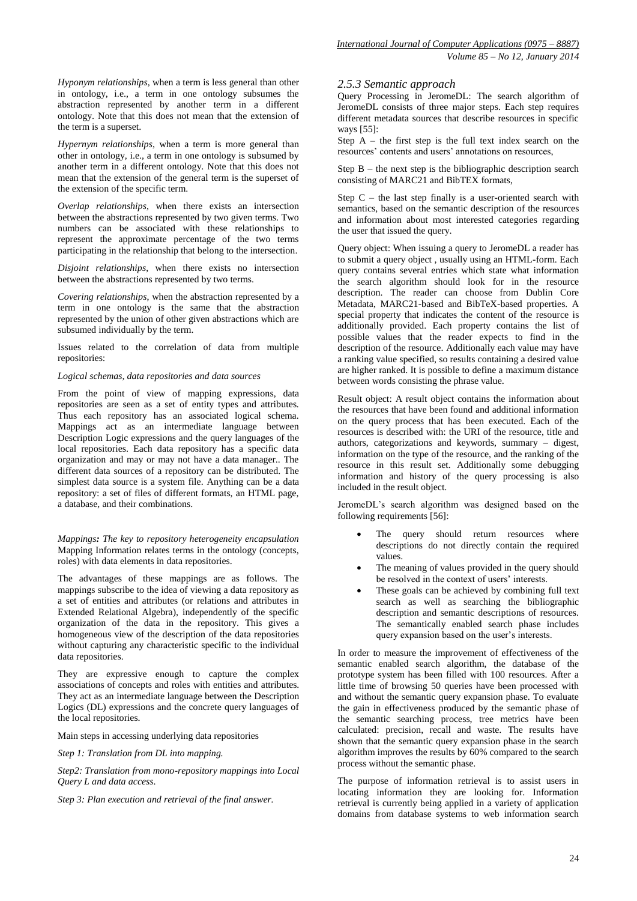*Hyponym relationships*, when a term is less general than other in ontology, i.e., a term in one ontology subsumes the abstraction represented by another term in a different ontology. Note that this does not mean that the extension of the term is a superset.

*Hypernym relationships*, when a term is more general than other in ontology, i.e., a term in one ontology is subsumed by another term in a different ontology. Note that this does not mean that the extension of the general term is the superset of the extension of the specific term.

*Overlap relationships*, when there exists an intersection between the abstractions represented by two given terms. Two numbers can be associated with these relationships to represent the approximate percentage of the two terms participating in the relationship that belong to the intersection.

*Disjoint relationships*, when there exists no intersection between the abstractions represented by two terms.

*Covering relationships*, when the abstraction represented by a term in one ontology is the same that the abstraction represented by the union of other given abstractions which are subsumed individually by the term.

Issues related to the correlation of data from multiple repositories:

*Logical schemas, data repositories and data sources*

From the point of view of mapping expressions, data repositories are seen as a set of entity types and attributes. Thus each repository has an associated logical schema. Mappings act as an intermediate language between Description Logic expressions and the query languages of the local repositories. Each data repository has a specific data organization and may or may not have a data manager.. The different data sources of a repository can be distributed. The simplest data source is a system file. Anything can be a data repository: a set of files of different formats, an HTML page, a database, and their combinations.

*Mappings: The key to repository heterogeneity encapsulation*
Mapping Information relates terms in the ontology (concepts, roles) with data elements in data repositories.

The advantages of these mappings are as follows. The mappings subscribe to the idea of viewing a data repository as a set of entities and attributes (or relations and attributes in Extended Relational Algebra), independently of the specific organization of the data in the repository. This gives a homogeneous view of the description of the data repositories without capturing any characteristic specific to the individual data repositories.

They are expressive enough to capture the complex associations of concepts and roles with entities and attributes. They act as an intermediate language between the Description Logics (DL) expressions and the concrete query languages of the local repositories.

Main steps in accessing underlying data repositories

*Step 1: Translation from DL into mapping.*

*Step2: Translation from mono-repository mappings into Local Query L and data access.*

*Step 3: Plan execution and retrieval of the final answer.*

### *2.5.3 Semantic approach*

Query Processing in JeromeDL: The search algorithm of JeromeDL consists of three major steps. Each step requires different metadata sources that describe resources in specific ways [55]:

Step A – the first step is the full text index search on the resources' contents and users' annotations on resources,

Step B – the next step is the bibliographic description search consisting of MARC21 and BibTEX formats,

Step C – the last step finally is a user-oriented search with semantics, based on the semantic description of the resources and information about most interested categories regarding the user that issued the query.

Query object: When issuing a query to JeromeDL a reader has to submit a query object , usually using an HTML-form. Each query contains several entries which state what information the search algorithm should look for in the resource description. The reader can choose from Dublin Core Metadata, MARC21-based and BibTeX-based properties. A special property that indicates the content of the resource is additionally provided. Each property contains the list of possible values that the reader expects to find in the description of the resource. Additionally each value may have a ranking value specified, so results containing a desired value are higher ranked. It is possible to define a maximum distance between words consisting the phrase value.

Result object: A result object contains the information about the resources that have been found and additional information on the query process that has been executed. Each of the resources is described with: the URI of the resource, title and authors, categorizations and keywords, summary – digest, information on the type of the resource, and the ranking of the resource in this result set. Additionally some debugging information and history of the query processing is also included in the result object.

JeromeDL's search algorithm was designed based on the following requirements [56]:

- The query should return resources where descriptions do not directly contain the required values.
- The meaning of values provided in the query should be resolved in the context of users' interests.
- These goals can be achieved by combining full text search as well as searching the bibliographic description and semantic descriptions of resources. The semantically enabled search phase includes query expansion based on the user's interests.

In order to measure the improvement of effectiveness of the semantic enabled search algorithm, the database of the prototype system has been filled with 100 resources. After a little time of browsing 50 queries have been processed with and without the semantic query expansion phase. To evaluate the gain in effectiveness produced by the semantic phase of the semantic searching process, tree metrics have been calculated: precision, recall and waste. The results have shown that the semantic query expansion phase in the search algorithm improves the results by 60% compared to the search process without the semantic phase.

The purpose of information retrieval is to assist users in locating information they are looking for. Information retrieval is currently being applied in a variety of application domains from database systems to web information search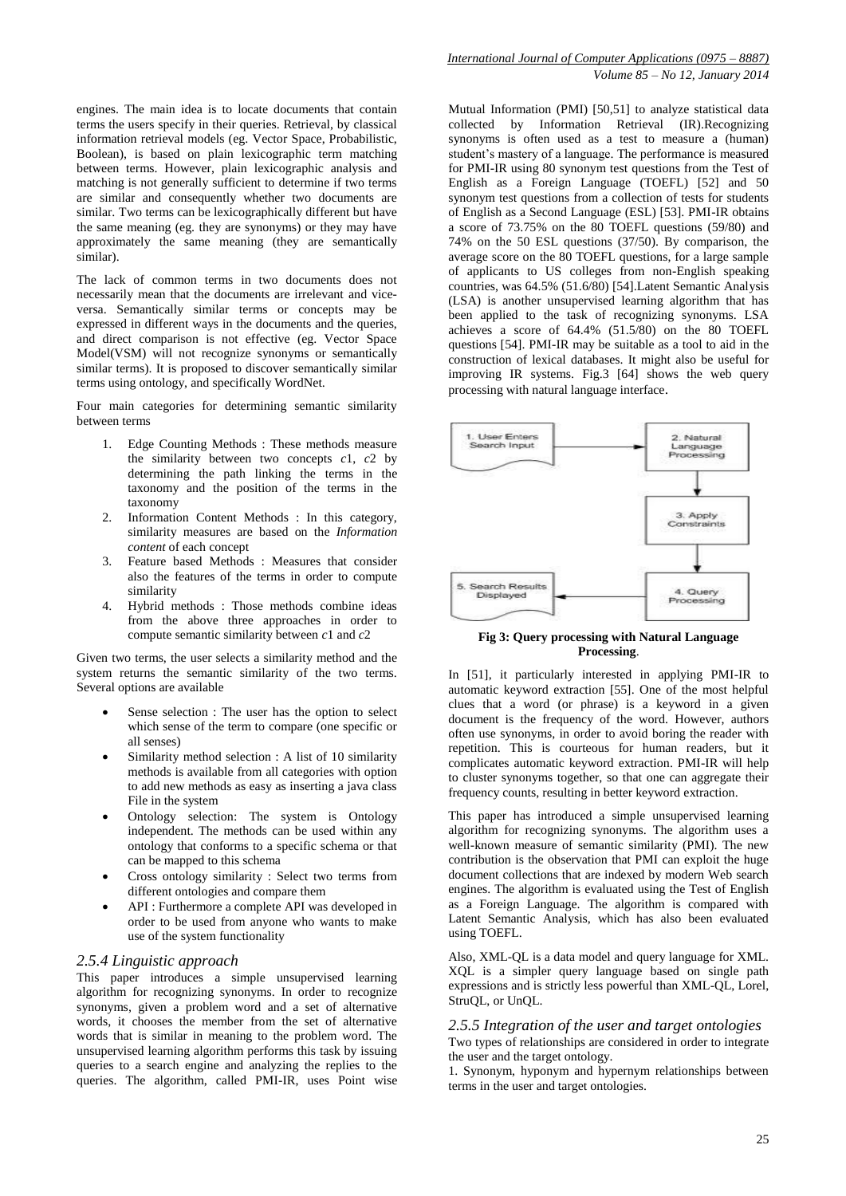engines. The main idea is to locate documents that contain terms the users specify in their queries. Retrieval, by classical information retrieval models (eg. Vector Space, Probabilistic, Boolean), is based on plain lexicographic term matching between terms. However, plain lexicographic analysis and matching is not generally sufficient to determine if two terms are similar and consequently whether two documents are similar. Two terms can be lexicographically different but have the same meaning (eg. they are synonyms) or they may have approximately the same meaning (they are semantically similar).

The lack of common terms in two documents does not necessarily mean that the documents are irrelevant and vice-versa. Semantically similar terms or concepts may be expressed in different ways in the documents and the queries, and direct comparison is not effective (eg. Vector Space Model(VSM) will not recognize synonyms or semantically similar terms). It is proposed to discover semantically similar terms using ontology, and specifically WordNet.

Four main categories for determining semantic similarity between terms

1. Edge Counting Methods : These methods measure the similarity between two concepts $c1$, $c2$ by determining the path linking the terms in the taxonomy and the position of the terms in the taxonomy
2. Information Content Methods : In this category, similarity measures are based on the *Information content* of each concept
3. Feature based Methods : Measures that consider also the features of the terms in order to compute similarity
4. Hybrid methods : Those methods combine ideas from the above three approaches in order to compute semantic similarity between $c1$ and $c2$

Given two terms, the user selects a similarity method and the system returns the semantic similarity of the two terms. Several options are available

- Sense selection : The user has the option to select which sense of the term to compare (one specific or all senses)
- Similarity method selection : A list of 10 similarity methods is available from all categories with option to add new methods as easy as inserting a java class File in the system
- Ontology selection: The system is Ontology independent. The methods can be used within any ontology that conforms to a specific schema or that can be mapped to this schema
- Cross ontology similarity : Select two terms from different ontologies and compare them
- API : Furthermore a complete API was developed in order to be used from anyone who wants to make use of the system functionality

### *2.5.4 Linguistic approach*

This paper introduces a simple unsupervised learning algorithm for recognizing synonyms. In order to recognize synonyms, given a problem word and a set of alternative words, it chooses the member from the set of alternative words that is similar in meaning to the problem word. The unsupervised learning algorithm performs this task by issuing queries to a search engine and analyzing the replies to the queries. The algorithm, called PMI-IR, uses Point wise Mutual Information (PMI) [50,51] to analyze statistical data collected by Information Retrieval (IR).Recognizing synonyms is often used as a test to measure a (human) student's mastery of a language. The performance is measured for PMI-IR using 80 synonym test questions from the Test of English as a Foreign Language (TOEFL) [52] and 50 synonym test questions from a collection of tests for students of English as a Second Language (ESL) [53]. PMI-IR obtains a score of 73.75% on the 80 TOEFL questions (59/80) and 74% on the 50 ESL questions (37/50). By comparison, the average score on the 80 TOEFL questions, for a large sample of applicants to US colleges from non-English speaking countries, was 64.5% (51.6/80) [54].Latent Semantic Analysis (LSA) is another unsupervised learning algorithm that has been applied to the task of recognizing synonyms. LSA achieves a score of 64.4% (51.5/80) on the 80 TOEFL questions [54]. PMI-IR may be suitable as a tool to aid in the construction of lexical databases. It might also be useful for improving IR systems. Fig.3 [64] shows the web query processing with natural language interface.

1. User Enters Search Input → 2. Natural Language Processing → 3. Apply Constraints → 4. Query Processing → 5. Search Results Displayed

**Fig 3: Query processing with Natural Language Processing**.

In [51], it particularly interested in applying PMI-IR to automatic keyword extraction [55]. One of the most helpful clues that a word (or phrase) is a keyword in a given document is the frequency of the word. However, authors often use synonyms, in order to avoid boring the reader with repetition. This is courteous for human readers, but it complicates automatic keyword extraction. PMI-IR will help to cluster synonyms together, so that one can aggregate their frequency counts, resulting in better keyword extraction.

This paper has introduced a simple unsupervised learning algorithm for recognizing synonyms. The algorithm uses a well-known measure of semantic similarity (PMI). The new contribution is the observation that PMI can exploit the huge document collections that are indexed by modern Web search engines. The algorithm is evaluated using the Test of English as a Foreign Language. The algorithm is compared with Latent Semantic Analysis, which has also been evaluated using TOEFL.

Also, XML-QL is a data model and query language for XML. XQL is a simpler query language based on single path expressions and is strictly less powerful than XML-QL, Lorel, StruQL, or UnQL.

### *2.5.5 Integration of the user and target ontologies*

Two types of relationships are considered in order to integrate the user and the target ontology.

1. Synonym, hyponym and hypernym relationships between terms in the user and target ontologies.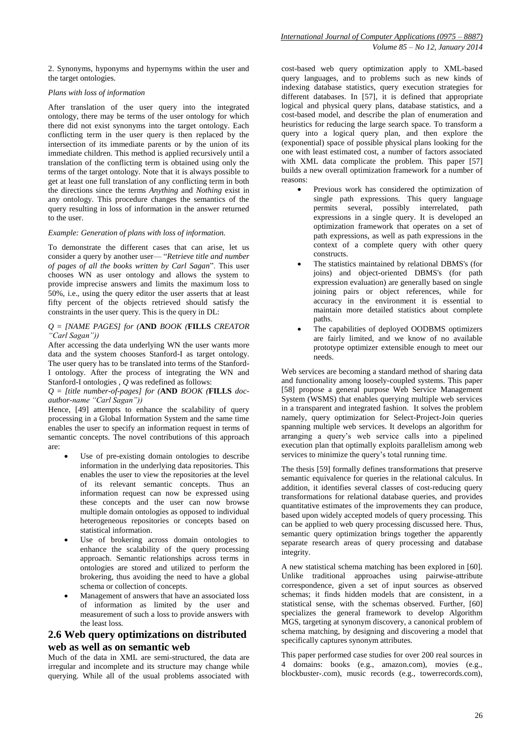2. Synonyms, hyponyms and hypernyms within the user and the target ontologies.

*Plans with loss of information*

After translation of the user query into the integrated ontology, there may be terms of the user ontology for which there did not exist synonyms into the target ontology. Each conflicting term in the user query is then replaced by the intersection of its immediate parents or by the union of its immediate children. This method is applied recursively until a translation of the conflicting term is obtained using only the terms of the target ontology. Note that it is always possible to get at least one full translation of any conflicting term in both the directions since the terms *Anything* and *Nothing* exist in any ontology. This procedure changes the semantics of the query resulting in loss of information in the answer returned to the user.

*Example: Generation of plans with loss of information.*

To demonstrate the different cases that can arise, let us consider a query by another user— "*Retrieve title and number of pages of all the books written by Carl Sagan*". This user chooses WN as user ontology and allows the system to provide imprecise answers and limits the maximum loss to 50%, i.e., using the query editor the user asserts that at least fifty percent of the objects retrieved should satisfy the constraints in the user query. This is the query in DL:

*Q = [NAME PAGES] for (***AND** *BOOK (***FILLS** *CREATOR "Carl Sagan"))*

After accessing the data underlying WN the user wants more data and the system chooses Stanford-I as target ontology. The user query has to be translated into terms of the Stanford-I ontology. After the process of integrating the WN and Stanford-I ontologies , *Q* was redefined as follows:

*Q = [title number-of-pages] for (***AND** *BOOK (***FILLS** *doc-author-name "Carl Sagan"))*

Hence, [49] attempts to enhance the scalability of query processing in a Global Information System and the same time enables the user to specify an information request in terms of semantic concepts. The novel contributions of this approach are:

- Use of pre-existing domain ontologies to describe information in the underlying data repositories. This enables the user to view the repositories at the level of its relevant semantic concepts. Thus an information request can now be expressed using these concepts and the user can now browse multiple domain ontologies as opposed to individual heterogeneous repositories or concepts based on statistical information.
- Use of brokering across domain ontologies to enhance the scalability of the query processing approach. Semantic relationships across terms in ontologies are stored and utilized to perform the brokering, thus avoiding the need to have a global schema or collection of concepts.
- Management of answers that have an associated loss of information as limited by the user and measurement of such a loss to provide answers with the least loss.

## 2.6 Web query optimizations on distributed web as well as on semantic web

Much of the data in XML are semi-structured, the data are irregular and incomplete and its structure may change while querying. While all of the usual problems associated with cost-based web query optimization apply to XML-based query languages, and to problems such as new kinds of indexing database statistics, query execution strategies for different databases. In [57], it is defined that appropriate logical and physical query plans, database statistics, and a cost-based model, and describe the plan of enumeration and heuristics for reducing the large search space. To transform a query into a logical query plan, and then explore the (exponential) space of possible physical plans looking for the one with least estimated cost, a number of factors associated with XML data complicate the problem. This paper [57] builds a new overall optimization framework for a number of reasons:

- Previous work has considered the optimization of single path expressions. This query language permits several, possibly interrelated, path expressions in a single query. It is developed an optimization framework that operates on a set of path expressions, as well as path expressions in the context of a complete query with other query constructs.
- The statistics maintained by relational DBMS's (for joins) and object-oriented DBMS's (for path expression evaluation) are generally based on single joining pairs or object references, while for accuracy in the environment it is essential to maintain more detailed statistics about complete paths.
- The capabilities of deployed OODBMS optimizers are fairly limited, and we know of no available prototype optimizer extensible enough to meet our needs.

Web services are becoming a standard method of sharing data and functionality among loosely-coupled systems. This paper [58] propose a general purpose Web Service Management System (WSMS) that enables querying multiple web services in a transparent and integrated fashion. It solves the problem namely, query optimization for Select-Project-Join queries spanning multiple web services. It develops an algorithm for arranging a query's web service calls into a pipelined execution plan that optimally exploits parallelism among web services to minimize the query's total running time.

The thesis [59] formally defines transformations that preserve semantic equivalence for queries in the relational calculus. In addition, it identifies several classes of cost-reducing query transformations for relational database queries, and provides quantitative estimates of the improvements they can produce, based upon widely accepted models of query processing. This can be applied to web query processing discussed here. Thus, semantic query optimization brings together the apparently separate research areas of query processing and database integrity.

A new statistical schema matching has been explored in [60]. Unlike traditional approaches using pairwise-attribute correspondence, given a set of input sources as observed schemas; it finds hidden models that are consistent, in a statistical sense, with the schemas observed. Further, [60] specializes the general framework to develop Algorithm MGS, targeting at synonym discovery, a canonical problem of schema matching, by designing and discovering a model that specifically captures synonym attributes.

This paper performed case studies for over 200 real sources in 4 domains: books (e.g., amazon.com), movies (e.g., blockbuster-.com), music records (e.g., towerrecords.com),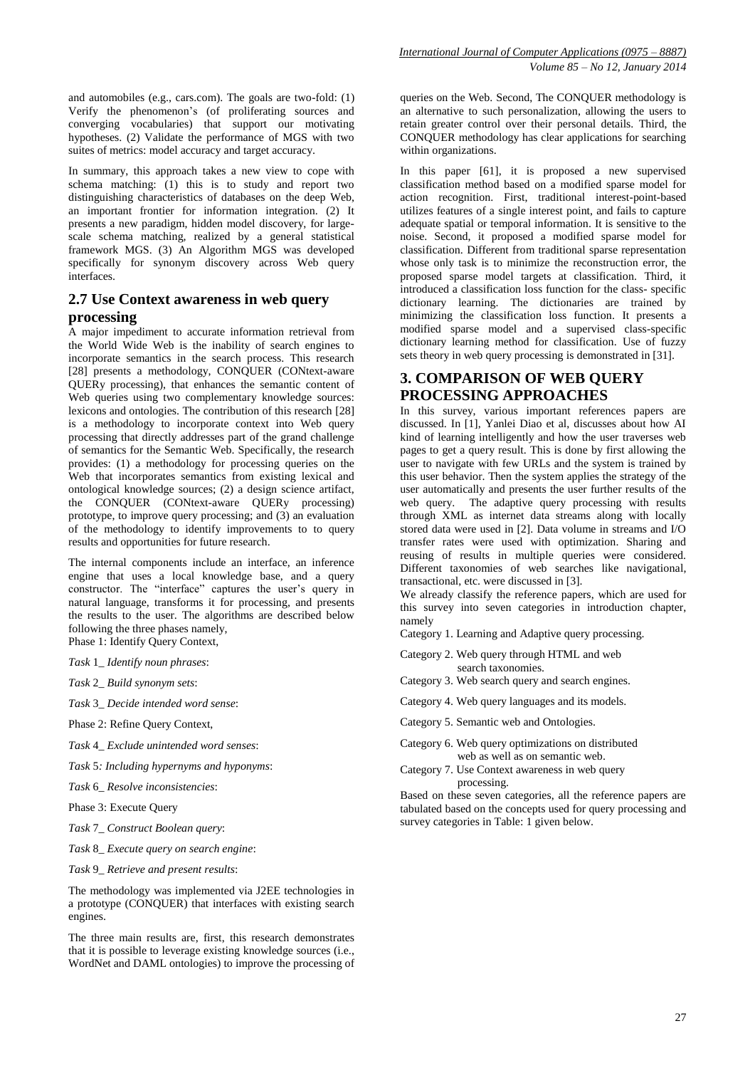and automobiles (e.g., cars.com). The goals are two-fold: (1) Verify the phenomenon's (of proliferating sources and converging vocabularies) that support our motivating hypotheses. (2) Validate the performance of MGS with two suites of metrics: model accuracy and target accuracy.

In summary, this approach takes a new view to cope with schema matching: (1) this is to study and report two distinguishing characteristics of databases on the deep Web, an important frontier for information integration. (2) It presents a new paradigm, hidden model discovery, for large-scale schema matching, realized by a general statistical framework MGS. (3) An Algorithm MGS was developed specifically for synonym discovery across Web query interfaces.

## 2.7 Use Context awareness in web query processing

A major impediment to accurate information retrieval from the World Wide Web is the inability of search engines to incorporate semantics in the search process. This research [28] presents a methodology, CONQUER (CONtext-aware QUERy processing), that enhances the semantic content of Web queries using two complementary knowledge sources: lexicons and ontologies. The contribution of this research [28] is a methodology to incorporate context into Web query processing that directly addresses part of the grand challenge of semantics for the Semantic Web. Specifically, the research provides: (1) a methodology for processing queries on the Web that incorporates semantics from existing lexical and ontological knowledge sources; (2) a design science artifact, the CONQUER (CONtext-aware QUERy processing) prototype, to improve query processing; and (3) an evaluation of the methodology to identify improvements to to query results and opportunities for future research.

The internal components include an interface, an inference engine that uses a local knowledge base, and a query constructor. The "interface" captures the user's query in natural language, transforms it for processing, and presents the results to the user. The algorithms are described below following the three phases namely,

Phase 1: Identify Query Context,

*Task* 1_ *Identify noun phrases*:

*Task* 2_ *Build synonym sets*:

*Task* 3_ *Decide intended word sense*:

Phase 2: Refine Query Context,

*Task* 4_ *Exclude unintended word senses*:

*Task* 5*: Including hypernyms and hyponyms*:

*Task* 6_ *Resolve inconsistencies*:

Phase 3: Execute Query

*Task* 7_ *Construct Boolean query*:

*Task* 8_ *Execute query on search engine*:

*Task* 9_ *Retrieve and present results*:

The methodology was implemented via J2EE technologies in a prototype (CONQUER) that interfaces with existing search engines.

The three main results are, first, this research demonstrates that it is possible to leverage existing knowledge sources (i.e., WordNet and DAML ontologies) to improve the processing of queries on the Web. Second, The CONQUER methodology is an alternative to such personalization, allowing the users to retain greater control over their personal details. Third, the CONQUER methodology has clear applications for searching within organizations.

In this paper [61], it is proposed a new supervised classification method based on a modified sparse model for action recognition. First, traditional interest-point-based utilizes features of a single interest point, and fails to capture adequate spatial or temporal information. It is sensitive to the noise. Second, it proposed a modified sparse model for classification. Different from traditional sparse representation whose only task is to minimize the reconstruction error, the proposed sparse model targets at classification. Third, it introduced a classification loss function for the class- specific dictionary learning. The dictionaries are trained by minimizing the classification loss function. It presents a modified sparse model and a supervised class-specific dictionary learning method for classification. Use of fuzzy sets theory in web query processing is demonstrated in [31].

# 3. COMPARISON OF WEB QUERY PROCESSING APPROACHES

In this survey, various important references papers are discussed. In [1], Yanlei Diao et al, discusses about how AI kind of learning intelligently and how the user traverses web pages to get a query result. This is done by first allowing the user to navigate with few URLs and the system is trained by this user behavior. Then the system applies the strategy of the user automatically and presents the user further results of the web query. The adaptive query processing with results through XML as internet data streams along with locally stored data were used in [2]. Data volume in streams and I/O transfer rates were used with optimization. Sharing and reusing of results in multiple queries were considered. Different taxonomies of web searches like navigational, transactional, etc. were discussed in [3].

We already classify the reference papers, which are used for this survey into seven categories in introduction chapter, namely

Category 1. Learning and Adaptive query processing.

Category 2. Web query through HTML and web search taxonomies.

Category 3. Web search query and search engines.

Category 4. Web query languages and its models.

Category 5. Semantic web and Ontologies.

Category 6. Web query optimizations on distributed web as well as on semantic web.

Category 7. Use Context awareness in web query processing.

Based on these seven categories, all the reference papers are tabulated based on the concepts used for query processing and survey categories in Table: 1 given below.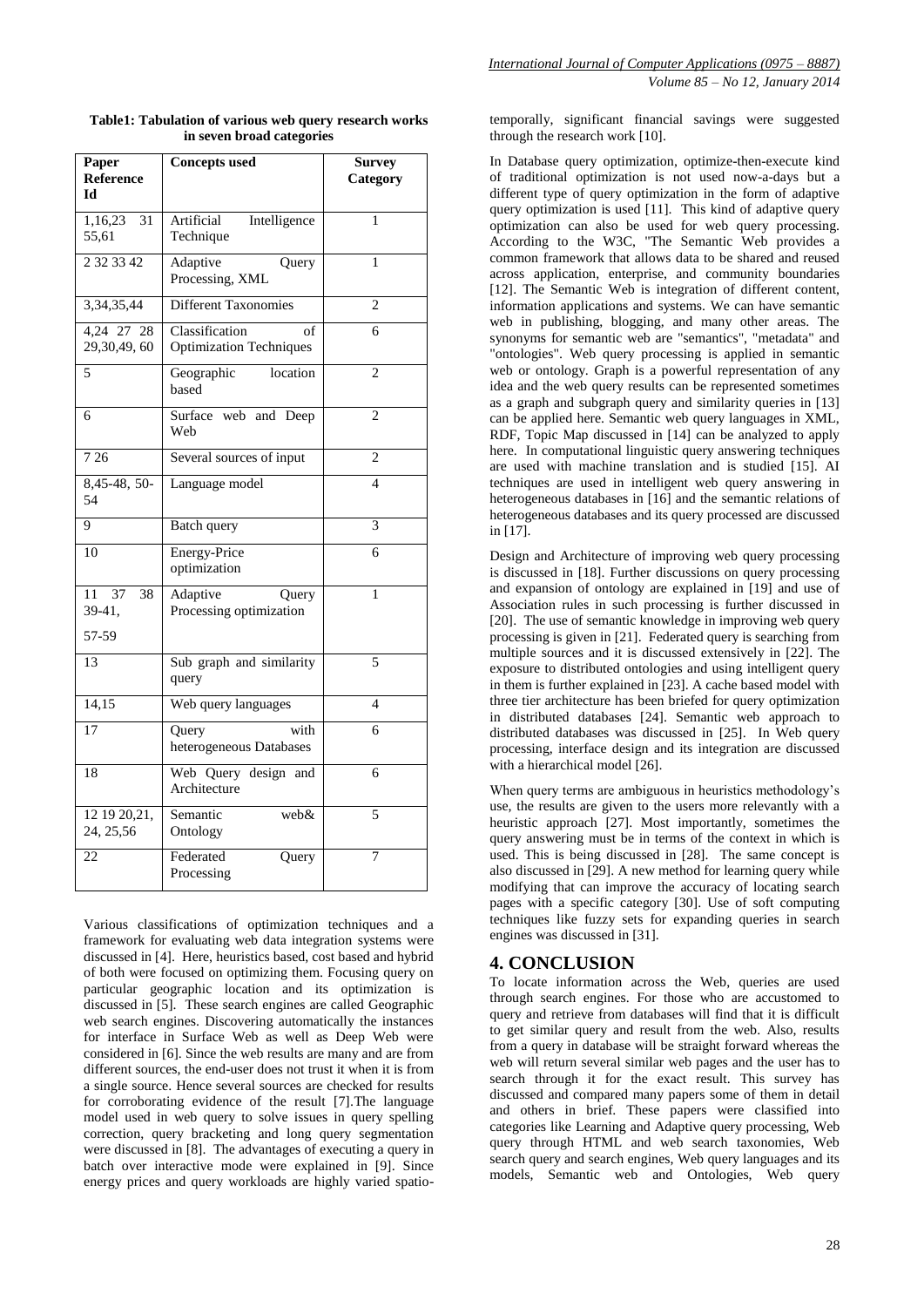**Table1: Tabulation of various web query research works in seven broad categories**

| Paper Reference Id | Concepts used | Survey Category |
|---|---|---|
| 1,16,23 31 55,61 | Artificial Intelligence Technique | 1 |
| 2 32 33 42 | Adaptive Query Processing, XML | 1 |
| 3,34,35,44 | Different Taxonomies | 2 |
| 4,24 27 28 29,30,49, 60 | Classification of Optimization Techniques | 6 |
| 5 | Geographic location based | 2 |
| 6 | Surface web and Deep Web | 2 |
| 7 26 | Several sources of input | 2 |
| 8,45-48, 50-54 | Language model | 4 |
| 9 | Batch query | 3 |
| 10 | Energy-Price optimization | 6 |
| 11 37 38 39-41, 57-59 | Adaptive Query Processing optimization | 1 |
| 13 | Sub graph and similarity query | 5 |
| 14,15 | Web query languages | 4 |
| 17 | Query with heterogeneous Databases | 6 |
| 18 | Web Query design and Architecture | 6 |
| 12 19 20,21, 24, 25,56 | Semantic web& Ontology | 5 |
| 22 | Federated Query Processing | 7 |

Various classifications of optimization techniques and a framework for evaluating web data integration systems were discussed in [4]. Here, heuristics based, cost based and hybrid of both were focused on optimizing them. Focusing query on particular geographic location and its optimization is discussed in [5]. These search engines are called Geographic web search engines. Discovering automatically the instances for interface in Surface Web as well as Deep Web were considered in [6]. Since the web results are many and are from different sources, the end-user does not trust it when it is from a single source. Hence several sources are checked for results for corroborating evidence of the result [7].The language model used in web query to solve issues in query spelling correction, query bracketing and long query segmentation were discussed in [8]. The advantages of executing a query in batch over interactive mode were explained in [9]. Since energy prices and query workloads are highly varied spatio-temporally, significant financial savings were suggested through the research work [10].

In Database query optimization, optimize-then-execute kind of traditional optimization is not used now-a-days but a different type of query optimization in the form of adaptive query optimization is used [11]. This kind of adaptive query optimization can also be used for web query processing. According to the W3C, "The Semantic Web provides a common framework that allows data to be shared and reused across application, enterprise, and community boundaries [12]. The Semantic Web is integration of different content, information applications and systems. We can have semantic web in publishing, blogging, and many other areas. The synonyms for semantic web are "semantics", "metadata" and "ontologies". Web query processing is applied in semantic web or ontology. Graph is a powerful representation of any idea and the web query results can be represented sometimes as a graph and subgraph query and similarity queries in [13] can be applied here. Semantic web query languages in XML, RDF, Topic Map discussed in [14] can be analyzed to apply here. In computational linguistic query answering techniques are used with machine translation and is studied [15]. AI techniques are used in intelligent web query answering in heterogeneous databases in [16] and the semantic relations of heterogeneous databases and its query processed are discussed in [17].

Design and Architecture of improving web query processing is discussed in [18]. Further discussions on query processing and expansion of ontology are explained in [19] and use of Association rules in such processing is further discussed in [20]. The use of semantic knowledge in improving web query processing is given in [21]. Federated query is searching from multiple sources and it is discussed extensively in [22]. The exposure to distributed ontologies and using intelligent query in them is further explained in [23]. A cache based model with three tier architecture has been briefed for query optimization in distributed databases [24]. Semantic web approach to distributed databases was discussed in [25]. In Web query processing, interface design and its integration are discussed with a hierarchical model [26].

When query terms are ambiguous in heuristics methodology's use, the results are given to the users more relevantly with a heuristic approach [27]. Most importantly, sometimes the query answering must be in terms of the context in which is used. This is being discussed in [28]. The same concept is also discussed in [29]. A new method for learning query while modifying that can improve the accuracy of locating search pages with a specific category [30]. Use of soft computing techniques like fuzzy sets for expanding queries in search engines was discussed in [31].

## 4. CONCLUSION

To locate information across the Web, queries are used through search engines. For those who are accustomed to query and retrieve from databases will find that it is difficult to get similar query and result from the web. Also, results from a query in database will be straight forward whereas the web will return several similar web pages and the user has to search through it for the exact result. This survey has discussed and compared many papers some of them in detail and others in brief. These papers were classified into categories like Learning and Adaptive query processing, Web query through HTML and web search taxonomies, Web search query and search engines, Web query languages and its models, Semantic web and Ontologies, Web query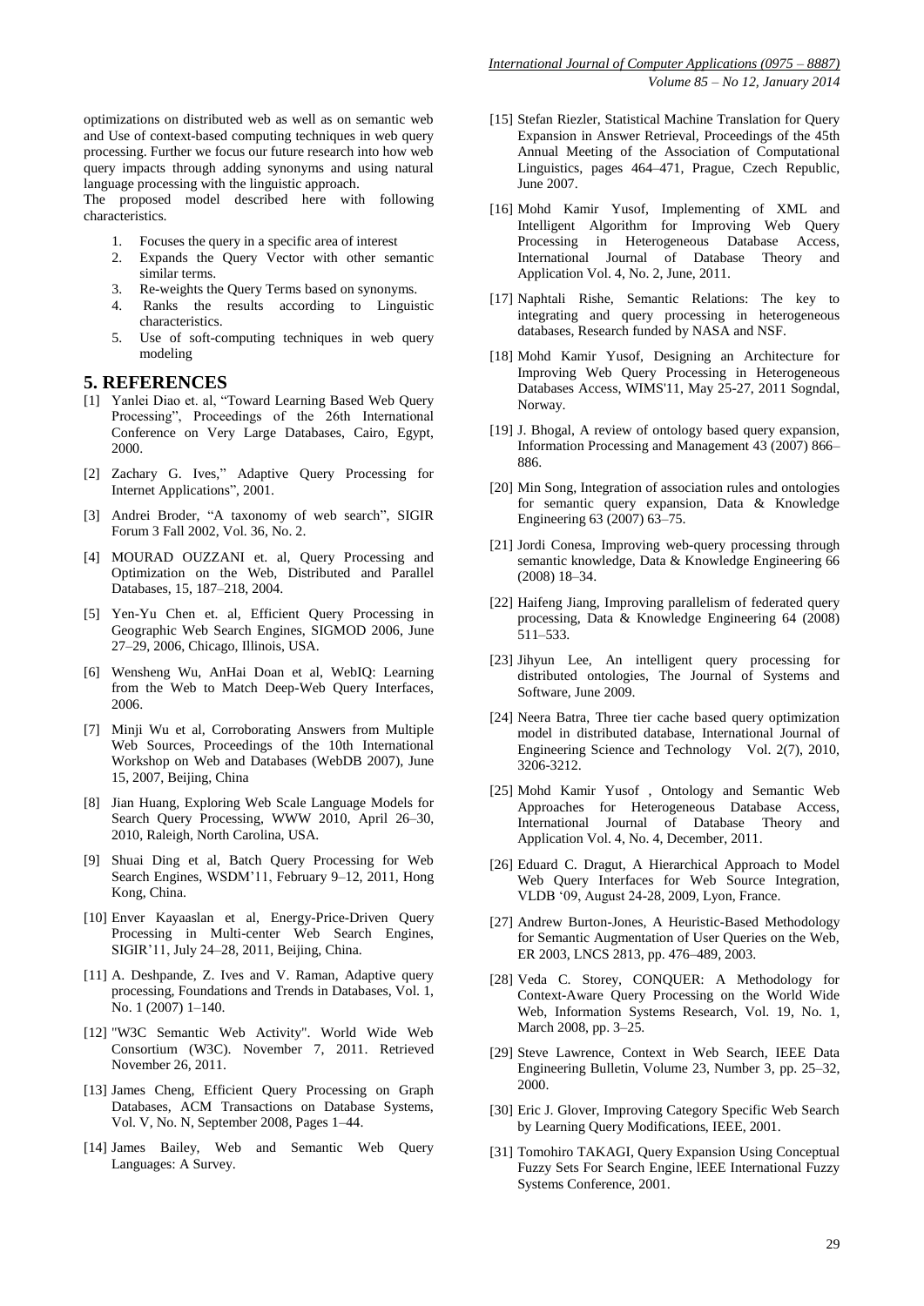optimizations on distributed web as well as on semantic web and Use of context-based computing techniques in web query processing. Further we focus our future research into how web query impacts through adding synonyms and using natural language processing with the linguistic approach.

The proposed model described here with following characteristics.

1. Focuses the query in a specific area of interest
2. Expands the Query Vector with other semantic similar terms.
3. Re-weights the Query Terms based on synonyms.
4. Ranks the results according to Linguistic characteristics.
5. Use of soft-computing techniques in web query modeling

## 5. REFERENCES

[1] Yanlei Diao et. al, "Toward Learning Based Web Query Processing", Proceedings of the 26th International Conference on Very Large Databases, Cairo, Egypt, 2000.

[2] Zachary G. Ives," Adaptive Query Processing for Internet Applications", 2001.

[3] Andrei Broder, "A taxonomy of web search", SIGIR Forum 3 Fall 2002, Vol. 36, No. 2.

[4] MOURAD OUZZANI et. al, Query Processing and Optimization on the Web, Distributed and Parallel Databases, 15, 187–218, 2004.

[5] Yen-Yu Chen et. al, Efficient Query Processing in Geographic Web Search Engines, SIGMOD 2006, June 27–29, 2006, Chicago, Illinois, USA.

[6] Wensheng Wu, AnHai Doan et al, WebIQ: Learning from the Web to Match Deep-Web Query Interfaces, 2006.

[7] Minji Wu et al, Corroborating Answers from Multiple Web Sources, Proceedings of the 10th International Workshop on Web and Databases (WebDB 2007), June 15, 2007, Beijing, China

[8] Jian Huang, Exploring Web Scale Language Models for Search Query Processing, WWW 2010, April 26–30, 2010, Raleigh, North Carolina, USA.

[9] Shuai Ding et al, Batch Query Processing for Web Search Engines, WSDM'11, February 9–12, 2011, Hong Kong, China.

[10] Enver Kayaaslan et al, Energy-Price-Driven Query Processing in Multi-center Web Search Engines, SIGIR'11, July 24–28, 2011, Beijing, China.

[11] A. Deshpande, Z. Ives and V. Raman, Adaptive query processing, Foundations and Trends in Databases, Vol. 1, No. 1 (2007) 1–140.

[12] "W3C Semantic Web Activity". World Wide Web Consortium (W3C). November 7, 2011. Retrieved November 26, 2011.

[13] James Cheng, Efficient Query Processing on Graph Databases, ACM Transactions on Database Systems, Vol. V, No. N, September 2008, Pages 1–44.

[14] James Bailey, Web and Semantic Web Query Languages: A Survey.

[15] Stefan Riezler, Statistical Machine Translation for Query Expansion in Answer Retrieval, Proceedings of the 45th Annual Meeting of the Association of Computational Linguistics, pages 464–471, Prague, Czech Republic, June 2007.

[16] Mohd Kamir Yusof, Implementing of XML and Intelligent Algorithm for Improving Web Query Processing in Heterogeneous Database Access, International Journal of Database Theory and Application Vol. 4, No. 2, June, 2011.

[17] Naphtali Rishe, Semantic Relations: The key to integrating and query processing in heterogeneous databases, Research funded by NASA and NSF.

[18] Mohd Kamir Yusof, Designing an Architecture for Improving Web Query Processing in Heterogeneous Databases Access, WIMS'11, May 25-27, 2011 Sogndal, Norway.

[19] J. Bhogal, A review of ontology based query expansion, Information Processing and Management 43 (2007) 866–886.

[20] Min Song, Integration of association rules and ontologies for semantic query expansion, Data & Knowledge Engineering 63 (2007) 63–75.

[21] Jordi Conesa, Improving web-query processing through semantic knowledge, Data & Knowledge Engineering 66 (2008) 18–34.

[22] Haifeng Jiang, Improving parallelism of federated query processing, Data & Knowledge Engineering 64 (2008) 511–533.

[23] Jihyun Lee, An intelligent query processing for distributed ontologies, The Journal of Systems and Software, June 2009.

[24] Neera Batra, Three tier cache based query optimization model in distributed database, International Journal of Engineering Science and Technology Vol. 2(7), 2010, 3206-3212.

[25] Mohd Kamir Yusof , Ontology and Semantic Web Approaches for Heterogeneous Database Access, International Journal of Database Theory and Application Vol. 4, No. 4, December, 2011.

[26] Eduard C. Dragut, A Hierarchical Approach to Model Web Query Interfaces for Web Source Integration, VLDB '09, August 24-28, 2009, Lyon, France.

[27] Andrew Burton-Jones, A Heuristic-Based Methodology for Semantic Augmentation of User Queries on the Web, ER 2003, LNCS 2813, pp. 476–489, 2003.

[28] Veda C. Storey, CONQUER: A Methodology for Context-Aware Query Processing on the World Wide Web, Information Systems Research, Vol. 19, No. 1, March 2008, pp. 3–25.

[29] Steve Lawrence, Context in Web Search, IEEE Data Engineering Bulletin, Volume 23, Number 3, pp. 25–32, 2000.

[30] Eric J. Glover, Improving Category Specific Web Search by Learning Query Modifications, IEEE, 2001.

[31] Tomohiro TAKAGI, Query Expansion Using Conceptual Fuzzy Sets For Search Engine, lEEE International Fuzzy Systems Conference, 2001.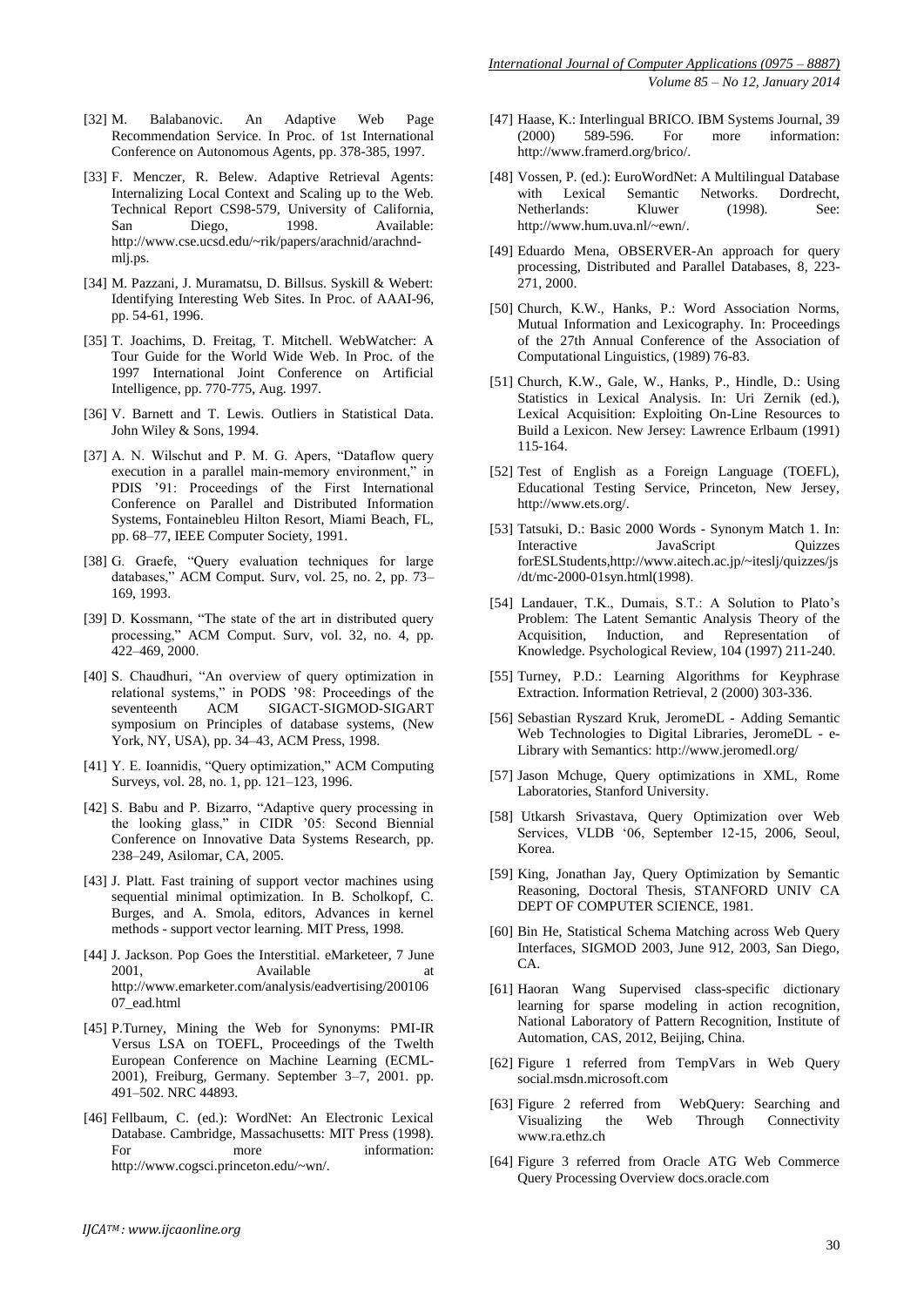[32] M. Balabanovic. An Adaptive Web Page Recommendation Service. In Proc. of 1st International Conference on Autonomous Agents, pp. 378-385, 1997.

[33] F. Menczer, R. Belew. Adaptive Retrieval Agents: Internalizing Local Context and Scaling up to the Web. Technical Report CS98-579, University of California, San Diego, 1998. Available: http://www.cse.ucsd.edu/~rik/papers/arachnid/arachnd-mlj.ps.

[34] M. Pazzani, J. Muramatsu, D. Billsus. Syskill & Webert: Identifying Interesting Web Sites. In Proc. of AAAI-96, pp. 54-61, 1996.

[35] T. Joachims, D. Freitag, T. Mitchell. WebWatcher: A Tour Guide for the World Wide Web. In Proc. of the 1997 International Joint Conference on Artificial Intelligence, pp. 770-775, Aug. 1997.

[36] V. Barnett and T. Lewis. Outliers in Statistical Data. John Wiley & Sons, 1994.

[37] A. N. Wilschut and P. M. G. Apers, "Dataflow query execution in a parallel main-memory environment," in PDIS '91: Proceedings of the First International Conference on Parallel and Distributed Information Systems, Fontainebleu Hilton Resort, Miami Beach, FL, pp. 68–77, IEEE Computer Society, 1991.

[38] G. Graefe, "Query evaluation techniques for large databases," ACM Comput. Surv, vol. 25, no. 2, pp. 73–169, 1993.

[39] D. Kossmann, "The state of the art in distributed query processing," ACM Comput. Surv, vol. 32, no. 4, pp. 422–469, 2000.

[40] S. Chaudhuri, "An overview of query optimization in relational systems," in PODS '98: Proceedings of the seventeenth ACM SIGACT-SIGMOD-SIGART symposium on Principles of database systems, (New York, NY, USA), pp. 34–43, ACM Press, 1998.

[41] Y. E. Ioannidis, "Query optimization," ACM Computing Surveys, vol. 28, no. 1, pp. 121–123, 1996.

[42] S. Babu and P. Bizarro, "Adaptive query processing in the looking glass," in CIDR '05: Second Biennial Conference on Innovative Data Systems Research, pp. 238–249, Asilomar, CA, 2005.

[43] J. Platt. Fast training of support vector machines using sequential minimal optimization. In B. Scholkopf, C. Burges, and A. Smola, editors, Advances in kernel methods - support vector learning. MIT Press, 1998.

[44] J. Jackson. Pop Goes the Interstitial. eMarketeer, 7 June 2001, Available at http://www.emarketer.com/analysis/eadvertising/20010607_ead.html

[45] P.Turney, Mining the Web for Synonyms: PMI-IR Versus LSA on TOEFL, Proceedings of the Twelth European Conference on Machine Learning (ECML-2001), Freiburg, Germany. September 3–7, 2001. pp. 491–502. NRC 44893.

[46] Fellbaum, C. (ed.): WordNet: An Electronic Lexical Database. Cambridge, Massachusetts: MIT Press (1998). For more information: http://www.cogsci.princeton.edu/~wn/.

[47] Haase, K.: Interlingual BRICO. IBM Systems Journal, 39 (2000) 589-596. For more information: http://www.framerd.org/brico/.

[48] Vossen, P. (ed.): EuroWordNet: A Multilingual Database with Lexical Semantic Networks. Dordrecht, Netherlands: Kluwer (1998). See: http://www.hum.uva.nl/~ewn/.

[49] Eduardo Mena, OBSERVER-An approach for query processing, Distributed and Parallel Databases, 8, 223-271, 2000.

[50] Church, K.W., Hanks, P.: Word Association Norms, Mutual Information and Lexicography. In: Proceedings of the 27th Annual Conference of the Association of Computational Linguistics, (1989) 76-83.

[51] Church, K.W., Gale, W., Hanks, P., Hindle, D.: Using Statistics in Lexical Analysis. In: Uri Zernik (ed.), Lexical Acquisition: Exploiting On-Line Resources to Build a Lexicon. New Jersey: Lawrence Erlbaum (1991) 115-164.

[52] Test of English as a Foreign Language (TOEFL), Educational Testing Service, Princeton, New Jersey, http://www.ets.org/.

[53] Tatsuki, D.: Basic 2000 Words - Synonym Match 1. In: Interactive JavaScript Quizzes forESLStudents,http://www.aitech.ac.jp/~iteslj/quizzes/js/dt/mc-2000-01syn.html(1998).

[54] Landauer, T.K., Dumais, S.T.: A Solution to Plato's Problem: The Latent Semantic Analysis Theory of the Acquisition, Induction, and Representation of Knowledge. Psychological Review, 104 (1997) 211-240.

[55] Turney, P.D.: Learning Algorithms for Keyphrase Extraction. Information Retrieval, 2 (2000) 303-336.

[56] Sebastian Ryszard Kruk, JeromeDL - Adding Semantic Web Technologies to Digital Libraries, JeromeDL - e-Library with Semantics: http://www.jeromedl.org/

[57] Jason Mchuge, Query optimizations in XML, Rome Laboratories, Stanford University.

[58] Utkarsh Srivastava, Query Optimization over Web Services, VLDB '06, September 12-15, 2006, Seoul, Korea.

[59] King, Jonathan Jay, Query Optimization by Semantic Reasoning, Doctoral Thesis, STANFORD UNIV CA DEPT OF COMPUTER SCIENCE, 1981.

[60] Bin He, Statistical Schema Matching across Web Query Interfaces, SIGMOD 2003, June 912, 2003, San Diego, CA.

[61] Haoran Wang Supervised class-specific dictionary learning for sparse modeling in action recognition, National Laboratory of Pattern Recognition, Institute of Automation, CAS, 2012, Beijing, China.

[62] Figure 1 referred from TempVars in Web Query social.msdn.microsoft.com

[63] Figure 2 referred from WebQuery: Searching and Visualizing the Web Through Connectivity www.ra.ethz.ch

[64] Figure 3 referred from Oracle ATG Web Commerce Query Processing Overview docs.oracle.com